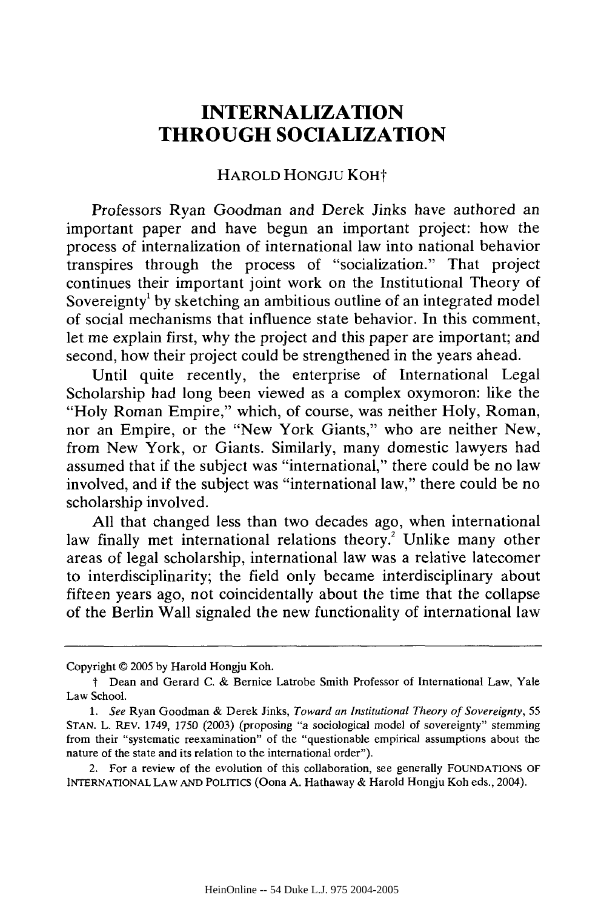# INTERNALIZATION THROUGH SOCIALIZATION

HAROLD HONGJU KOH†

Professors Ryan Goodman and Derek Jinks have authored an important paper and have begun an important project: how the process of internalization of international law into national behavior transpires through the process of "socialization." That project continues their important joint work on the Institutional Theory of Sovereignty[1] by sketching an ambitious outline of an integrated model of social mechanisms that influence state behavior. In this comment, let me explain first, why the project and this paper are important; and second, how their project could be strengthened in the years ahead.

Until quite recently, the enterprise of International Legal Scholarship had long been viewed as a complex oxymoron: like the "Holy Roman Empire," which, of course, was neither Holy, Roman, nor an Empire, or the "New York Giants," who are neither New, from New York, or Giants. Similarly, many domestic lawyers had assumed that if the subject was "international," there could be no law involved, and if the subject was "international law," there could be no scholarship involved.

All that changed less than two decades ago, when international law finally met international relations theory.[2] Unlike many other areas of legal scholarship, international law was a relative latecomer to interdisciplinarity; the field only became interdisciplinary about fifteen years ago, not coincidentally about the time that the collapse of the Berlin Wall signaled the new functionality of international law

---

Copyright © 2005 by Harold Hongju Koh.

† Dean and Gerard C. & Bernice Latrobe Smith Professor of International Law, Yale Law School.

1. *See* Ryan Goodman & Derek Jinks, *Toward an Institutional Theory of Sovereignty*, 55 STAN. L. REV. 1749, 1750 (2003) (proposing "a sociological model of sovereignty" stemming from their "systematic reexamination" of the "questionable empirical assumptions about the nature of the state and its relation to the international order").

2. For a review of the evolution of this collaboration, see generally FOUNDATIONS OF INTERNATIONAL LAW AND POLITICS (Oona A. Hathaway & Harold Hongju Koh eds., 2004).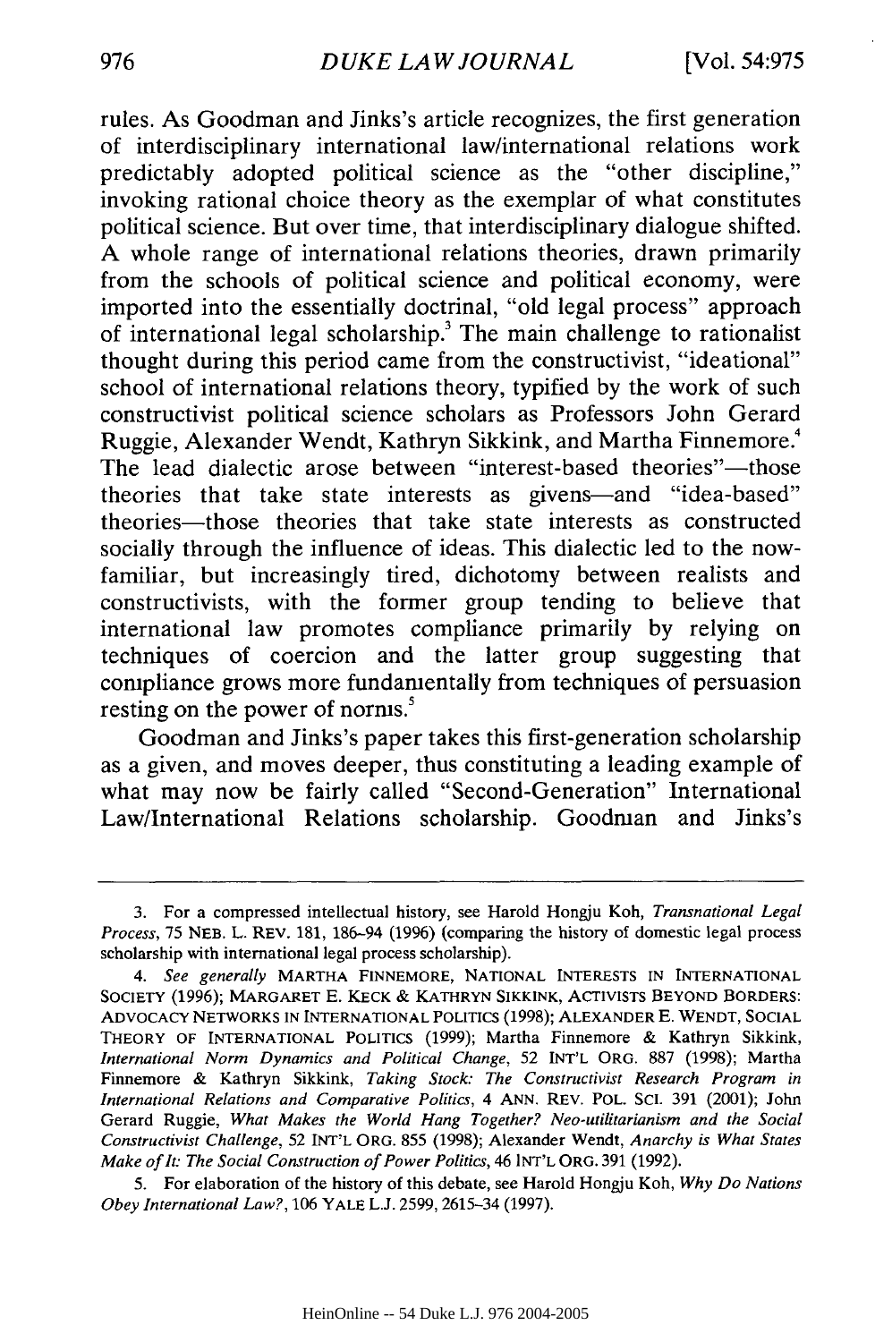rules. As Goodman and Jinks's article recognizes, the first generation of interdisciplinary international law/international relations work predictably adopted political science as the "other discipline," invoking rational choice theory as the exemplar of what constitutes political science. But over time, that interdisciplinary dialogue shifted. A whole range of international relations theories, drawn primarily from the schools of political science and political economy, were imported into the essentially doctrinal, "old legal process" approach of international legal scholarship.[3] The main challenge to rationalist thought during this period came from the constructivist, "ideational" school of international relations theory, typified by the work of such constructivist political science scholars as Professors John Gerard Ruggie, Alexander Wendt, Kathryn Sikkink, and Martha Finnemore.[4] The lead dialectic arose between "interest-based theories"—those theories that take state interests as givens—and "idea-based" theories—those theories that take state interests as constructed socially through the influence of ideas. This dialectic led to the now-familiar, but increasingly tired, dichotomy between realists and constructivists, with the former group tending to believe that international law promotes compliance primarily by relying on techniques of coercion and the latter group suggesting that compliance grows more fundamentally from techniques of persuasion resting on the power of norms.[5]

Goodman and Jinks's paper takes this first-generation scholarship as a given, and moves deeper, thus constituting a leading example of what may now be fairly called "Second-Generation" International Law/International Relations scholarship. Goodman and Jinks's

---

3. For a compressed intellectual history, see Harold Hongju Koh, *Transnational Legal Process*, 75 NEB. L. REV. 181, 186–94 (1996) (comparing the history of domestic legal process scholarship with international legal process scholarship).

4. *See generally* MARTHA FINNEMORE, NATIONAL INTERESTS IN INTERNATIONAL SOCIETY (1996); MARGARET E. KECK & KATHRYN SIKKINK, ACTIVISTS BEYOND BORDERS: ADVOCACY NETWORKS IN INTERNATIONAL POLITICS (1998); ALEXANDER E. WENDT, SOCIAL THEORY OF INTERNATIONAL POLITICS (1999); Martha Finnemore & Kathryn Sikkink, *International Norm Dynamics and Political Change*, 52 INT'L ORG. 887 (1998); Martha Finnemore & Kathryn Sikkink, *Taking Stock: The Constructivist Research Program in International Relations and Comparative Politics*, 4 ANN. REV. POL. SCI. 391 (2001); John Gerard Ruggie, *What Makes the World Hang Together? Neo-utilitarianism and the Social Constructivist Challenge*, 52 INT'L ORG. 855 (1998); Alexander Wendt, *Anarchy is What States Make of It: The Social Construction of Power Politics*, 46 INT'L ORG. 391 (1992).

5. For elaboration of the history of this debate, see Harold Hongju Koh, *Why Do Nations Obey International Law?*, 106 YALE L.J. 2599, 2615–34 (1997).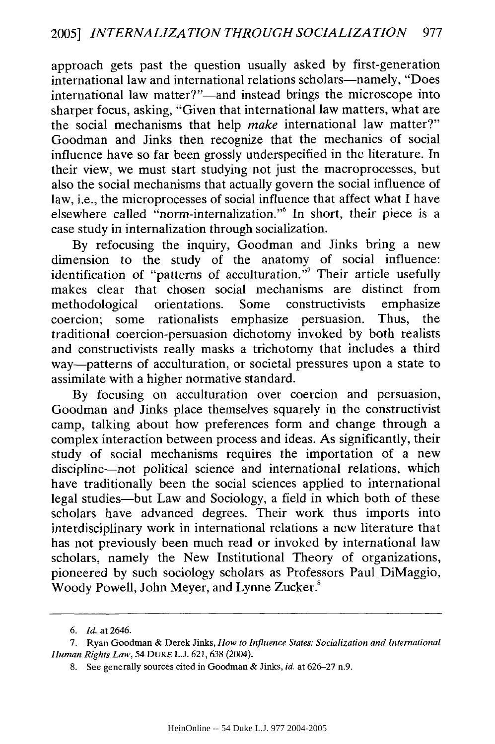approach gets past the question usually asked by first-generation international law and international relations scholars—namely, "Does international law matter?"—and instead brings the microscope into sharper focus, asking, "Given that international law matters, what are the social mechanisms that help *make* international law matter?" Goodman and Jinks then recognize that the mechanics of social influence have so far been grossly underspecified in the literature. In their view, we must start studying not just the macroprocesses, but also the social mechanisms that actually govern the social influence of law, i.e., the microprocesses of social influence that affect what I have elsewhere called "norm-internalization."[6] In short, their piece is a case study in internalization through socialization.

By refocusing the inquiry, Goodman and Jinks bring a new dimension to the study of the anatomy of social influence: identification of "patterns of acculturation."[7] Their article usefully makes clear that chosen social mechanisms are distinct from methodological orientations. Some constructivists emphasize coercion; some rationalists emphasize persuasion. Thus, the traditional coercion-persuasion dichotomy invoked by both realists and constructivists really masks a trichotomy that includes a third way—patterns of acculturation, or societal pressures upon a state to assimilate with a higher normative standard.

By focusing on acculturation over coercion and persuasion, Goodman and Jinks place themselves squarely in the constructivist camp, talking about how preferences form and change through a complex interaction between process and ideas. As significantly, their study of social mechanisms requires the importation of a new discipline—not political science and international relations, which have traditionally been the social sciences applied to international legal studies—but Law and Sociology, a field in which both of these scholars have advanced degrees. Their work thus imports into interdisciplinary work in international relations a new literature that has not previously been much read or invoked by international law scholars, namely the New Institutional Theory of organizations, pioneered by such sociology scholars as Professors Paul DiMaggio, Woody Powell, John Meyer, and Lynne Zucker.[8]

---

6. *Id.* at 2646.

7. Ryan Goodman & Derek Jinks, *How to Influence States: Socialization and International Human Rights Law*, 54 DUKE L.J. 621, 638 (2004).

8. See generally sources cited in Goodman & Jinks, *id.* at 626–27 n.9.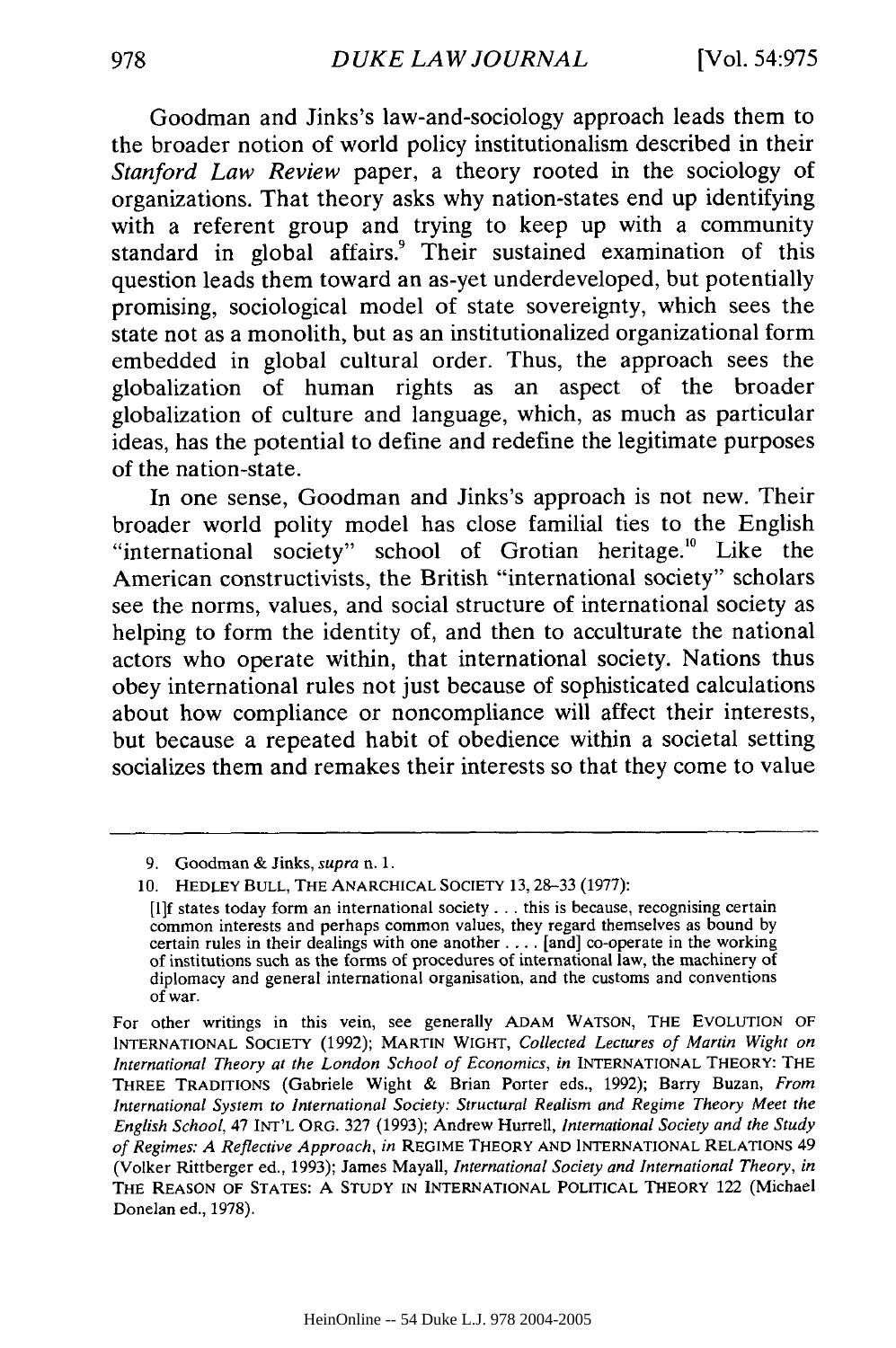Goodman and Jinks's law-and-sociology approach leads them to the broader notion of world policy institutionalism described in their *Stanford Law Review* paper, a theory rooted in the sociology of organizations. That theory asks why nation-states end up identifying with a referent group and trying to keep up with a community standard in global affairs.[9] Their sustained examination of this question leads them toward an as-yet underdeveloped, but potentially promising, sociological model of state sovereignty, which sees the state not as a monolith, but as an institutionalized organizational form embedded in global cultural order. Thus, the approach sees the globalization of human rights as an aspect of the broader globalization of culture and language, which, as much as particular ideas, has the potential to define and redefine the legitimate purposes of the nation-state.

In one sense, Goodman and Jinks's approach is not new. Their broader world polity model has close familial ties to the English "international society" school of Grotian heritage.[10] Like the American constructivists, the British "international society" scholars see the norms, values, and social structure of international society as helping to form the identity of, and then to acculturate the national actors who operate within, that international society. Nations thus obey international rules not just because of sophisticated calculations about how compliance or noncompliance will affect their interests, but because a repeated habit of obedience within a societal setting socializes them and remakes their interests so that they come to value

---

9. Goodman & Jinks, *supra* n. 1.

10. HEDLEY BULL, THE ANARCHICAL SOCIETY 13, 28–33 (1977):

> [I]f states today form an international society . . . this is because, recognising certain common interests and perhaps common values, they regard themselves as bound by certain rules in their dealings with one another . . . . [and] co-operate in the working of institutions such as the forms of procedures of international law, the machinery of diplomacy and general international organisation, and the customs and conventions of war.

For other writings in this vein, see generally ADAM WATSON, THE EVOLUTION OF INTERNATIONAL SOCIETY (1992); MARTIN WIGHT, *Collected Lectures of Martin Wight on International Theory at the London School of Economics*, *in* INTERNATIONAL THEORY: THE THREE TRADITIONS (Gabriele Wight & Brian Porter eds., 1992); Barry Buzan, *From International System to International Society: Structural Realism and Regime Theory Meet the English School*, 47 INT'L ORG. 327 (1993); Andrew Hurrell, *International Society and the Study of Regimes: A Reflective Approach*, *in* REGIME THEORY AND INTERNATIONAL RELATIONS 49 (Volker Rittberger ed., 1993); James Mayall, *International Society and International Theory*, *in* THE REASON OF STATES: A STUDY IN INTERNATIONAL POLITICAL THEORY 122 (Michael Donelan ed., 1978).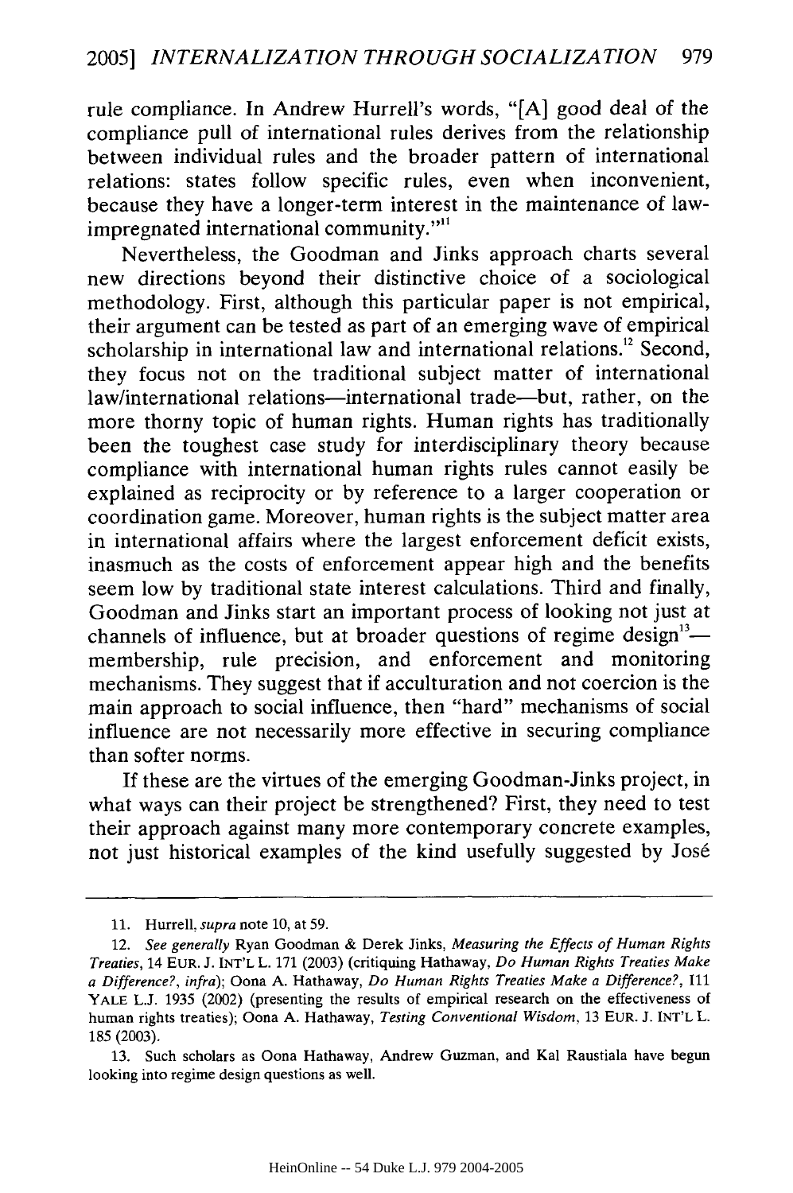rule compliance. In Andrew Hurrell's words, "[A] good deal of the compliance pull of international rules derives from the relationship between individual rules and the broader pattern of international relations: states follow specific rules, even when inconvenient, because they have a longer-term interest in the maintenance of law-impregnated international community."[11]

Nevertheless, the Goodman and Jinks approach charts several new directions beyond their distinctive choice of a sociological methodology. First, although this particular paper is not empirical, their argument can be tested as part of an emerging wave of empirical scholarship in international law and international relations.[12] Second, they focus not on the traditional subject matter of international law/international relations—international trade—but, rather, on the more thorny topic of human rights. Human rights has traditionally been the toughest case study for interdisciplinary theory because compliance with international human rights rules cannot easily be explained as reciprocity or by reference to a larger cooperation or coordination game. Moreover, human rights is the subject matter area in international affairs where the largest enforcement deficit exists, inasmuch as the costs of enforcement appear high and the benefits seem low by traditional state interest calculations. Third and finally, Goodman and Jinks start an important process of looking not just at channels of influence, but at broader questions of regime design[13]—membership, rule precision, and enforcement and monitoring mechanisms. They suggest that if acculturation and not coercion is the main approach to social influence, then "hard" mechanisms of social influence are not necessarily more effective in securing compliance than softer norms.

If these are the virtues of the emerging Goodman-Jinks project, in what ways can their project be strengthened? First, they need to test their approach against many more contemporary concrete examples, not just historical examples of the kind usefully suggested by José

---

11. Hurrell, *supra* note 10, at 59.

12. *See generally* Ryan Goodman & Derek Jinks, *Measuring the Effects of Human Rights Treaties*, 14 EUR. J. INT'L L. 171 (2003) (critiquing Hathaway, *Do Human Rights Treaties Make a Difference?*, *infra*); Oona A. Hathaway, *Do Human Rights Treaties Make a Difference?*, 111 YALE L.J. 1935 (2002) (presenting the results of empirical research on the effectiveness of human rights treaties); Oona A. Hathaway, *Testing Conventional Wisdom*, 13 EUR. J. INT'L L. 185 (2003).

13. Such scholars as Oona Hathaway, Andrew Guzman, and Kal Raustiala have begun looking into regime design questions as well.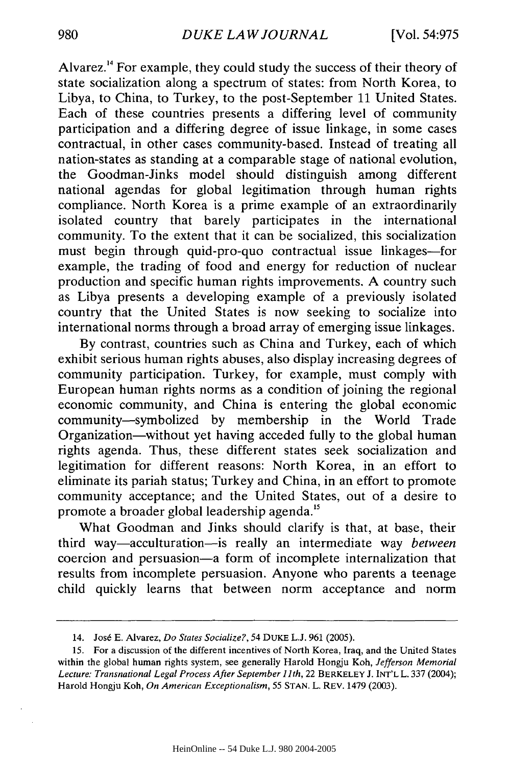Alvarez.[14] For example, they could study the success of their theory of state socialization along a spectrum of states: from North Korea, to Libya, to China, to Turkey, to the post-September 11 United States. Each of these countries presents a differing level of community participation and a differing degree of issue linkage, in some cases contractual, in other cases community-based. Instead of treating all nation-states as standing at a comparable stage of national evolution, the Goodman-Jinks model should distinguish among different national agendas for global legitimation through human rights compliance. North Korea is a prime example of an extraordinarily isolated country that barely participates in the international community. To the extent that it can be socialized, this socialization must begin through quid-pro-quo contractual issue linkages—for example, the trading of food and energy for reduction of nuclear production and specific human rights improvements. A country such as Libya presents a developing example of a previously isolated country that the United States is now seeking to socialize into international norms through a broad array of emerging issue linkages.

By contrast, countries such as China and Turkey, each of which exhibit serious human rights abuses, also display increasing degrees of community participation. Turkey, for example, must comply with European human rights norms as a condition of joining the regional economic community, and China is entering the global economic community—symbolized by membership in the World Trade Organization—without yet having acceded fully to the global human rights agenda. Thus, these different states seek socialization and legitimation for different reasons: North Korea, in an effort to eliminate its pariah status; Turkey and China, in an effort to promote community acceptance; and the United States, out of a desire to promote a broader global leadership agenda.[15]

What Goodman and Jinks should clarify is that, at base, their third way—acculturation—is really an intermediate way *between* coercion and persuasion—a form of incomplete internalization that results from incomplete persuasion. Anyone who parents a teenage child quickly learns that between norm acceptance and norm

---

14. José E. Alvarez, *Do States Socialize?*, 54 DUKE L.J. 961 (2005).

15. For a discussion of the different incentives of North Korea, Iraq, and the United States within the global human rights system, see generally Harold Hongju Koh, *Jefferson Memorial Lecture: Transnational Legal Process After September 11th*, 22 BERKELEY J. INT'L L. 337 (2004); Harold Hongju Koh, *On American Exceptionalism*, 55 STAN. L. REV. 1479 (2003).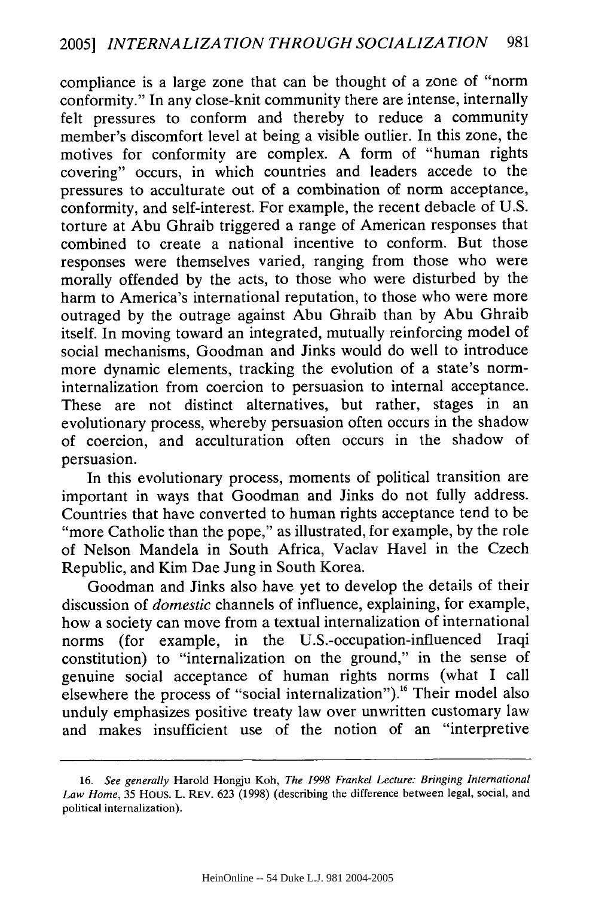compliance is a large zone that can be thought of a zone of "norm conformity." In any close-knit community there are intense, internally felt pressures to conform and thereby to reduce a community member's discomfort level at being a visible outlier. In this zone, the motives for conformity are complex. A form of "human rights covering" occurs, in which countries and leaders accede to the pressures to acculturate out of a combination of norm acceptance, conformity, and self-interest. For example, the recent debacle of U.S. torture at Abu Ghraib triggered a range of American responses that combined to create a national incentive to conform. But those responses were themselves varied, ranging from those who were morally offended by the acts, to those who were disturbed by the harm to America's international reputation, to those who were more outraged by the outrage against Abu Ghraib than by Abu Ghraib itself. In moving toward an integrated, mutually reinforcing model of social mechanisms, Goodman and Jinks would do well to introduce more dynamic elements, tracking the evolution of a state's norm-internalization from coercion to persuasion to internal acceptance. These are not distinct alternatives, but rather, stages in an evolutionary process, whereby persuasion often occurs in the shadow of coercion, and acculturation often occurs in the shadow of persuasion.

In this evolutionary process, moments of political transition are important in ways that Goodman and Jinks do not fully address. Countries that have converted to human rights acceptance tend to be "more Catholic than the pope," as illustrated, for example, by the role of Nelson Mandela in South Africa, Vaclav Havel in the Czech Republic, and Kim Dae Jung in South Korea.

Goodman and Jinks also have yet to develop the details of their discussion of *domestic* channels of influence, explaining, for example, how a society can move from a textual internalization of international norms (for example, in the U.S.-occupation-influenced Iraqi constitution) to "internalization on the ground," in the sense of genuine social acceptance of human rights norms (what I call elsewhere the process of "social internalization").[16] Their model also unduly emphasizes positive treaty law over unwritten customary law and makes insufficient use of the notion of an "interpretive

---

16. *See generally* Harold Hongju Koh, *The 1998 Frankel Lecture: Bringing International Law Home*, 35 HOUS. L. REV. 623 (1998) (describing the difference between legal, social, and political internalization).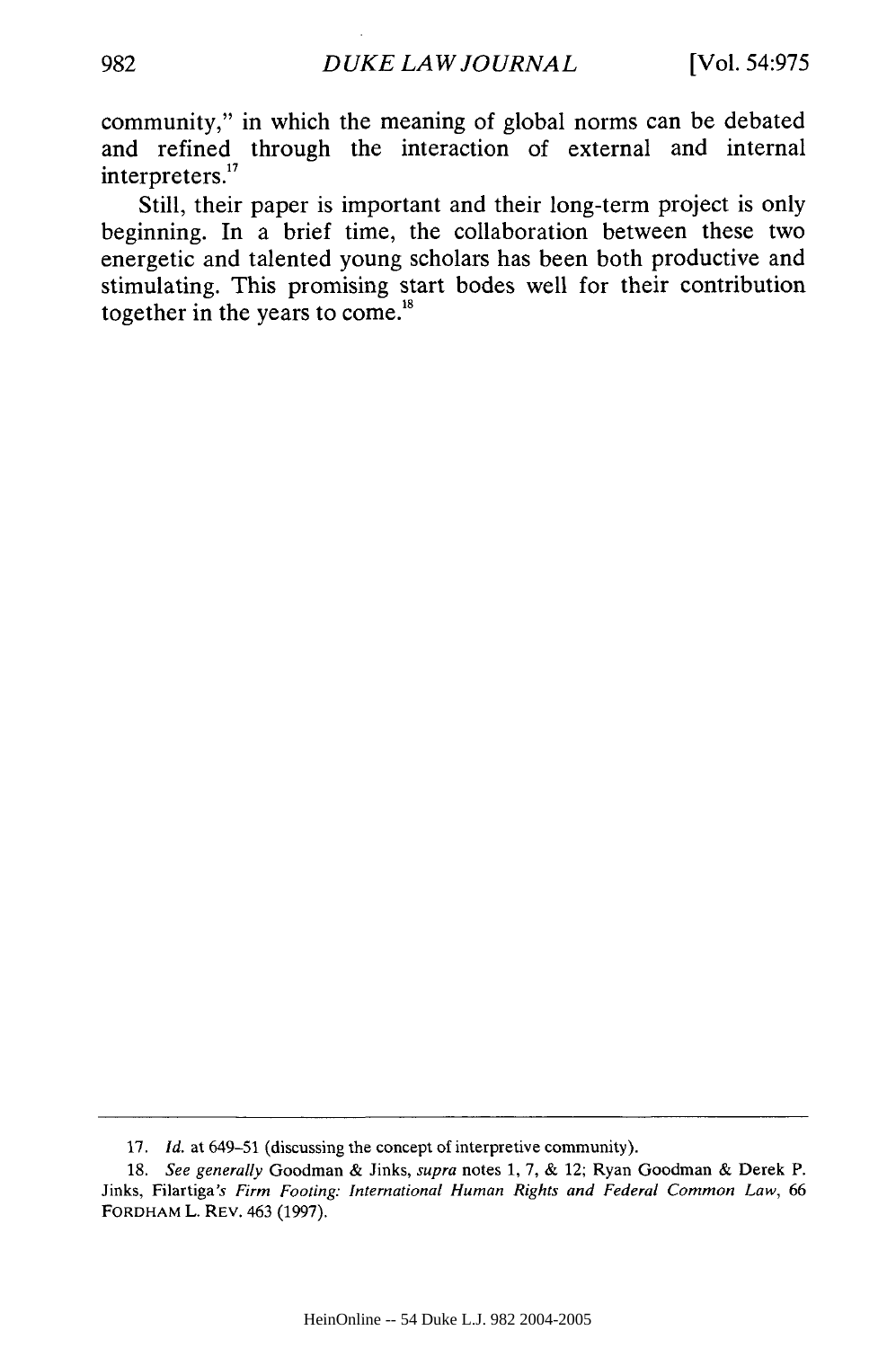community," in which the meaning of global norms can be debated and refined through the interaction of external and internal interpreters.[17]

Still, their paper is important and their long-term project is only beginning. In a brief time, the collaboration between these two energetic and talented young scholars has been both productive and stimulating. This promising start bodes well for their contribution together in the years to come.[18]

---

17. *Id.* at 649–51 (discussing the concept of interpretive community).

18. *See generally* Goodman & Jinks, *supra* notes 1, 7, & 12; Ryan Goodman & Derek P. Jinks, Filartiga*'s Firm Footing: International Human Rights and Federal Common Law*, 66 FORDHAM L. REV. 463 (1997).